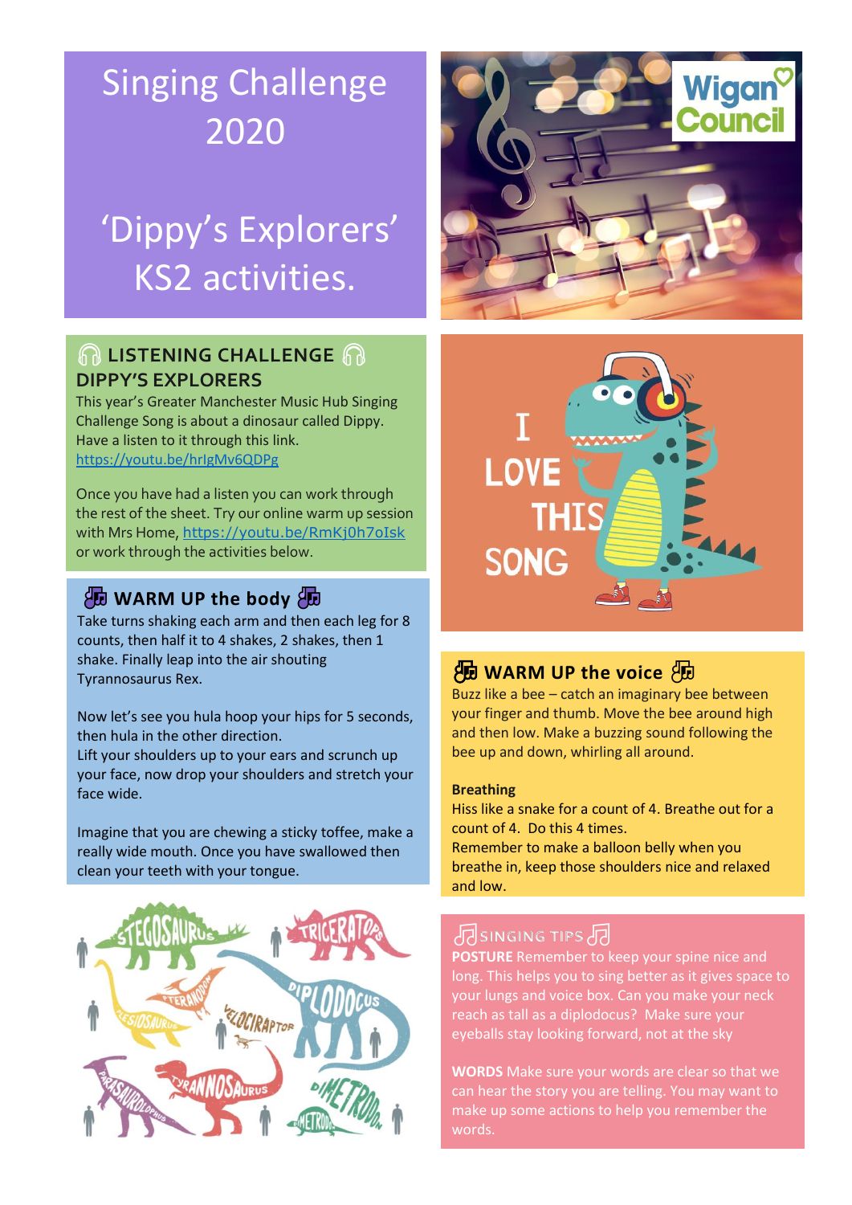# Singing Challenge 2020

# 'Dippy's Explorers' KS2 activities.

## 🎧 LISTENING CHALLENGE 🎧
### DIPPY'S EXPLORERS

This year's Greater Manchester Music Hub Singing Challenge Song is about a dinosaur called Dippy. Have a listen to it through this link. https://youtu.be/hrlgMv6QDPg

Once you have had a listen you can work through the rest of the sheet. Try our online warm up session with Mrs Home, https://youtu.be/RmKj0h7oIsk or work through the activities below.

## 🎼 WARM UP the body 🎼

Take turns shaking each arm and then each leg for 8 counts, then half it to 4 shakes, 2 shakes, then 1 shake. Finally leap into the air shouting Tyrannosaurus Rex.

Now let's see you hula hoop your hips for 5 seconds, then hula in the other direction.
Lift your shoulders up to your ears and scrunch up your face, now drop your shoulders and stretch your face wide.

Imagine that you are chewing a sticky toffee, make a really wide mouth. Once you have swallowed then clean your teeth with your tongue.

## 🎼 WARM UP the voice 🎼

Buzz like a bee – catch an imaginary bee between your finger and thumb. Move the bee around high and then low. Make a buzzing sound following the bee up and down, whirling all around.

**Breathing**

Hiss like a snake for a count of 4. Breathe out for a count of 4. Do this 4 times.
Remember to make a balloon belly when you breathe in, keep those shoulders nice and relaxed and low.

## ♫ SINGING TIPS ♫

**POSTURE** Remember to keep your spine nice and long. This helps you to sing better as it gives space to your lungs and voice box. Can you make your neck reach as tall as a diplodocus? Make sure your eyeballs stay looking forward, not at the sky

**WORDS** Make sure your words are clear so that we can hear the story you are telling. You may want to make up some actions to help you remember the words.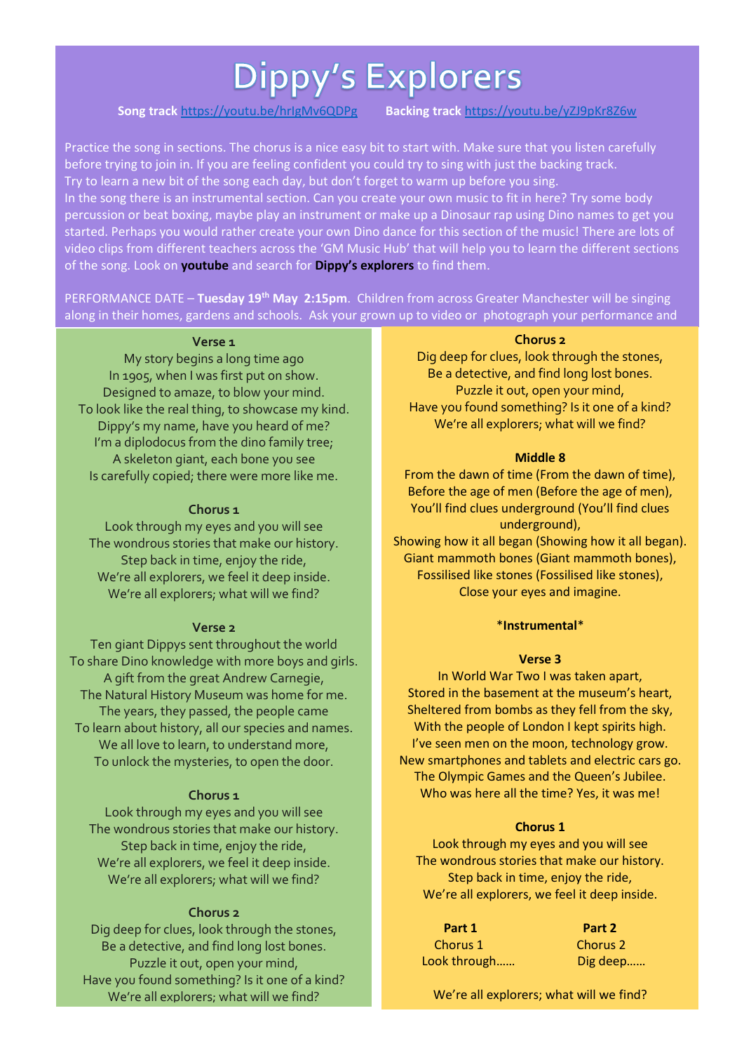# Dippy's Explorers

**Song track** https://youtu.be/hrIgMv6QDPg **Backing track** https://youtu.be/yZJ9pKr8Z6w

Practice the song in sections. The chorus is a nice easy bit to start with. Make sure that you listen carefully before trying to join in. If you are feeling confident you could try to sing with just the backing track.
Try to learn a new bit of the song each day, but don't forget to warm up before you sing.
In the song there is an instrumental section. Can you create your own music to fit in here? Try some body percussion or beat boxing, maybe play an instrument or make up a Dinosaur rap using Dino names to get you started. Perhaps you would rather create your own Dino dance for this section of the music! There are lots of video clips from different teachers across the 'GM Music Hub' that will help you to learn the different sections of the song. Look on **youtube** and search for **Dippy's explorers** to find them.

PERFORMANCE DATE – **Tuesday 19th May 2:15pm**. Children from across Greater Manchester will be singing along in their homes, gardens and schools. Ask your grown up to video or photograph your performance and

**Verse 1**
My story begins a long time ago
In 1905, when I was first put on show.
Designed to amaze, to blow your mind.
To look like the real thing, to showcase my kind.
Dippy's my name, have you heard of me?
I'm a diplodocus from the dino family tree;
A skeleton giant, each bone you see
Is carefully copied; there were more like me.

**Chorus 1**
Look through my eyes and you will see
The wondrous stories that make our history.
Step back in time, enjoy the ride,
We're all explorers, we feel it deep inside.
We're all explorers; what will we find?

**Verse 2**
Ten giant Dippys sent throughout the world
To share Dino knowledge with more boys and girls.
A gift from the great Andrew Carnegie,
The Natural History Museum was home for me.
The years, they passed, the people came
To learn about history, all our species and names.
We all love to learn, to understand more,
To unlock the mysteries, to open the door.

**Chorus 1**
Look through my eyes and you will see
The wondrous stories that make our history.
Step back in time, enjoy the ride,
We're all explorers, we feel it deep inside.
We're all explorers; what will we find?

**Chorus 2**
Dig deep for clues, look through the stones,
Be a detective, and find long lost bones.
Puzzle it out, open your mind,
Have you found something? Is it one of a kind?
We're all explorers; what will we find?

**Chorus 2**
Dig deep for clues, look through the stones,
Be a detective, and find long lost bones.
Puzzle it out, open your mind,
Have you found something? Is it one of a kind?
We're all explorers; what will we find?

**Middle 8**
From the dawn of time (From the dawn of time),
Before the age of men (Before the age of men),
You'll find clues underground (You'll find clues underground),
Showing how it all began (Showing how it all began).
Giant mammoth bones (Giant mammoth bones),
Fossilised like stones (Fossilised like stones),
Close your eyes and imagine.

**\*Instrumental\***

**Verse 3**
In World War Two I was taken apart,
Stored in the basement at the museum's heart,
Sheltered from bombs as they fell from the sky,
With the people of London I kept spirits high.
I've seen men on the moon, technology grow.
New smartphones and tablets and electric cars go.
The Olympic Games and the Queen's Jubilee.
Who was here all the time? Yes, it was me!

**Chorus 1**
Look through my eyes and you will see
The wondrous stories that make our history.
Step back in time, enjoy the ride,
We're all explorers, we feel it deep inside.

| **Part 1** | **Part 2** |
|---|---|
| Chorus 1 | Chorus 2 |
| Look through…… | Dig deep…… |

We're all explorers; what will we find?